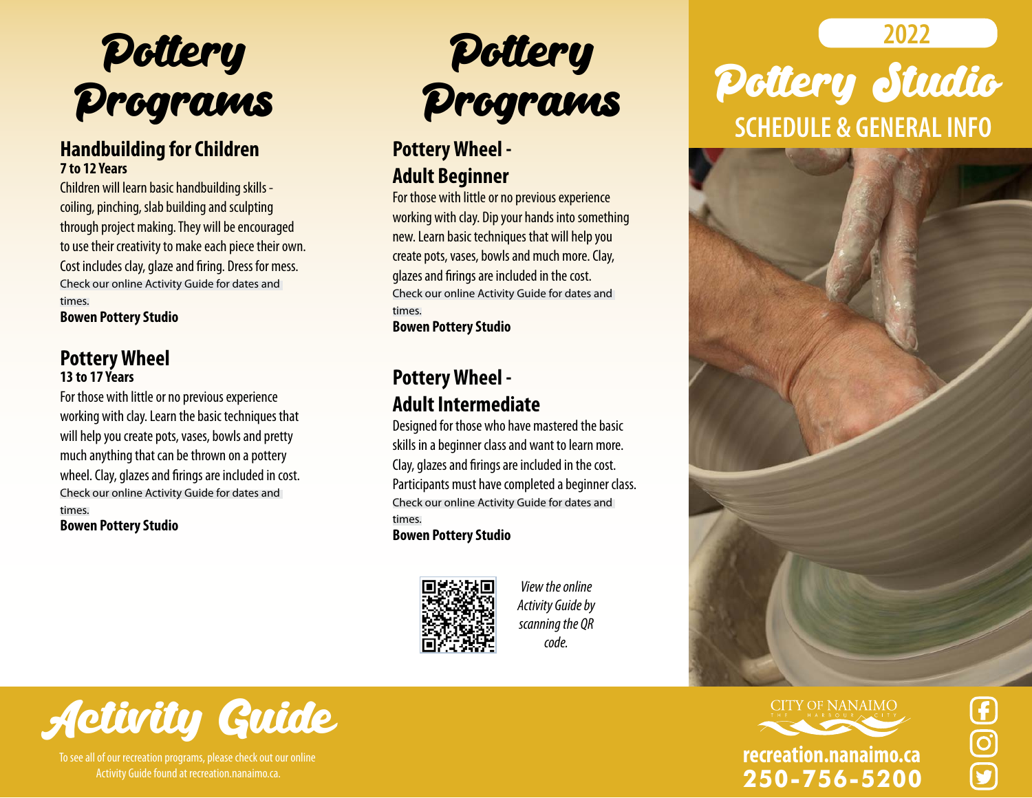# Pottery Programs

## Handbuilding for Children

**7 to 12 Years**

Children will learn basic handbuilding skills - coiling, pinching, slab building and sculpting through project making. They will be encouraged to use their creativity to make each piece their own. Cost includes clay, glaze and firing. Dress for mess.

Check our online Activity Guide for dates and times.

**Bowen Pottery Studio**

## Pottery Wheel

**13 to 17 Years**

For those with little or no previous experience working with clay. Learn the basic techniques that will help you create pots, vases, bowls and pretty much anything that can be thrown on a pottery wheel. Clay, glazes and firings are included in cost.

Check our online Activity Guide for dates and times.

**Bowen Pottery Studio**

# Pottery Programs

## Pottery Wheel - Adult Beginner

For those with little or no previous experience working with clay. Dip your hands into something new. Learn basic techniques that will help you create pots, vases, bowls and much more. Clay, glazes and firings are included in the cost.

Check our online Activity Guide for dates and times.

**Bowen Pottery Studio**

## Pottery Wheel - Adult Intermediate

Designed for those who have mastered the basic skills in a beginner class and want to learn more. Clay, glazes and firings are included in the cost. Participants must have completed a beginner class.

Check our online Activity Guide for dates and times.

**Bowen Pottery Studio**

*View the online Activity Guide by scanning the QR code.*

# Activity Guide

To see all of our recreation programs, please check out our online Activity Guide found at recreation.nanaimo.ca.

2022

# Pottery Studio

## SCHEDULE & GENERAL INFO

CITY OF NANAIMO
THE HARBOUR CITY

**recreation.nanaimo.ca**

**250-756-5200**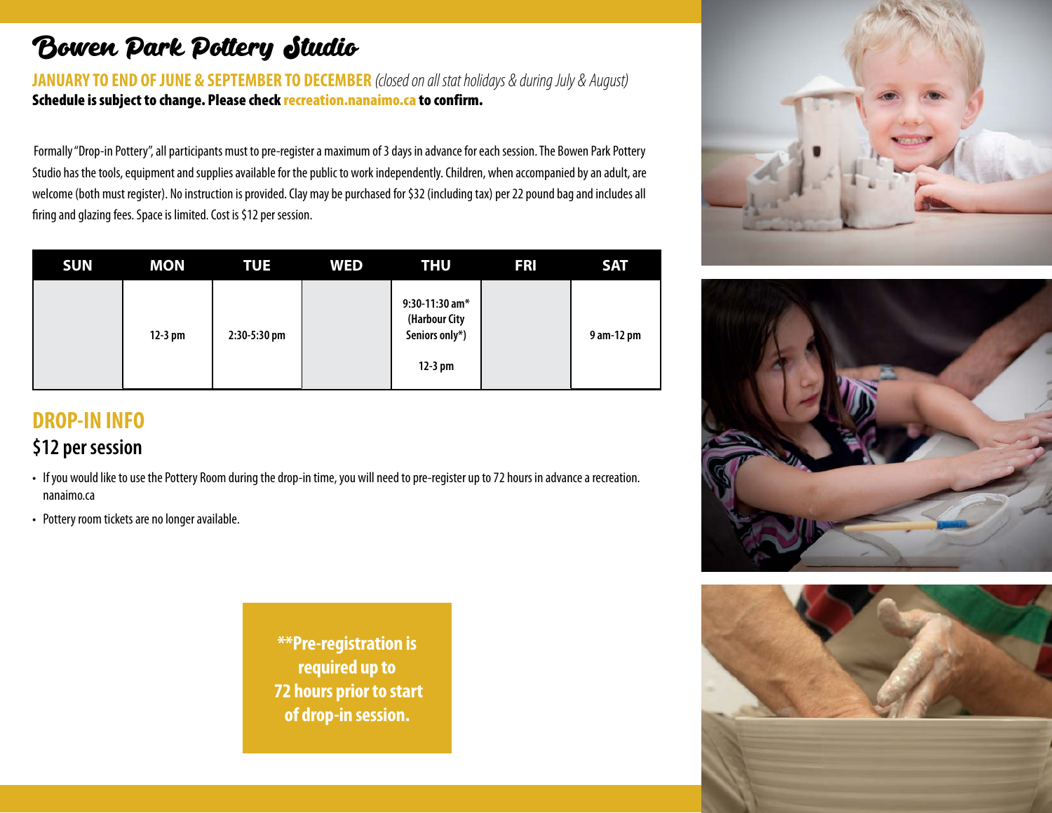# Bowen Park Pottery Studio

**JANUARY TO END OF JUNE & SEPTEMBER TO DECEMBER** *(closed on all stat holidays & during July & August)*
**Schedule is subject to change. Please check recreation.nanaimo.ca to confirm.**

Formally "Drop-in Pottery", all participants must to pre-register a maximum of 3 days in advance for each session. The Bowen Park Pottery Studio has the tools, equipment and supplies available for the public to work independently. Children, when accompanied by an adult, are welcome (both must register). No instruction is provided. Clay may be purchased for $32 (including tax) per 22 pound bag and includes all firing and glazing fees. Space is limited. Cost is $12 per session.

| SUN | MON | TUE | WED | THU | FRI | SAT |
|---|---|---|---|---|---|---|
| | 12-3 pm | 2:30-5:30 pm | | 9:30-11:30 am* (Harbour City Seniors only*) 12-3 pm | | 9 am-12 pm |

## DROP-IN INFO

### $12 per session

- If you would like to use the Pottery Room during the drop-in time, you will need to pre-register up to 72 hours in advance a recreation.nanaimo.ca
- Pottery room tickets are no longer available.

**\*\*Pre-registration is required up to 72 hours prior to start of drop-in session.**